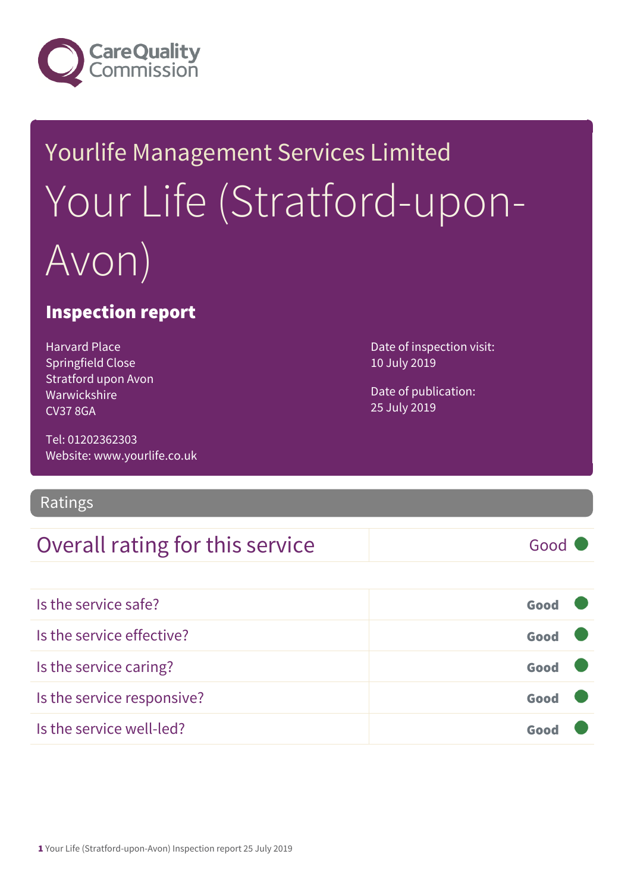Yourlife Management Services Limited

# Your Life (Stratford-upon-Avon)

## Inspection report

Harvard Place
Springfield Close
Stratford upon Avon
Warwickshire
CV37 8GA

Tel: 01202362303
Website: www.yourlife.co.uk

Date of inspection visit:
10 July 2019

Date of publication:
25 July 2019

## Ratings

| Overall rating for this service | Good |
|---|---|

| Is the service safe? | Good |
|---|---|
| Is the service effective? | Good |
| Is the service caring? | Good |
| Is the service responsive? | Good |
| Is the service well-led? | Good |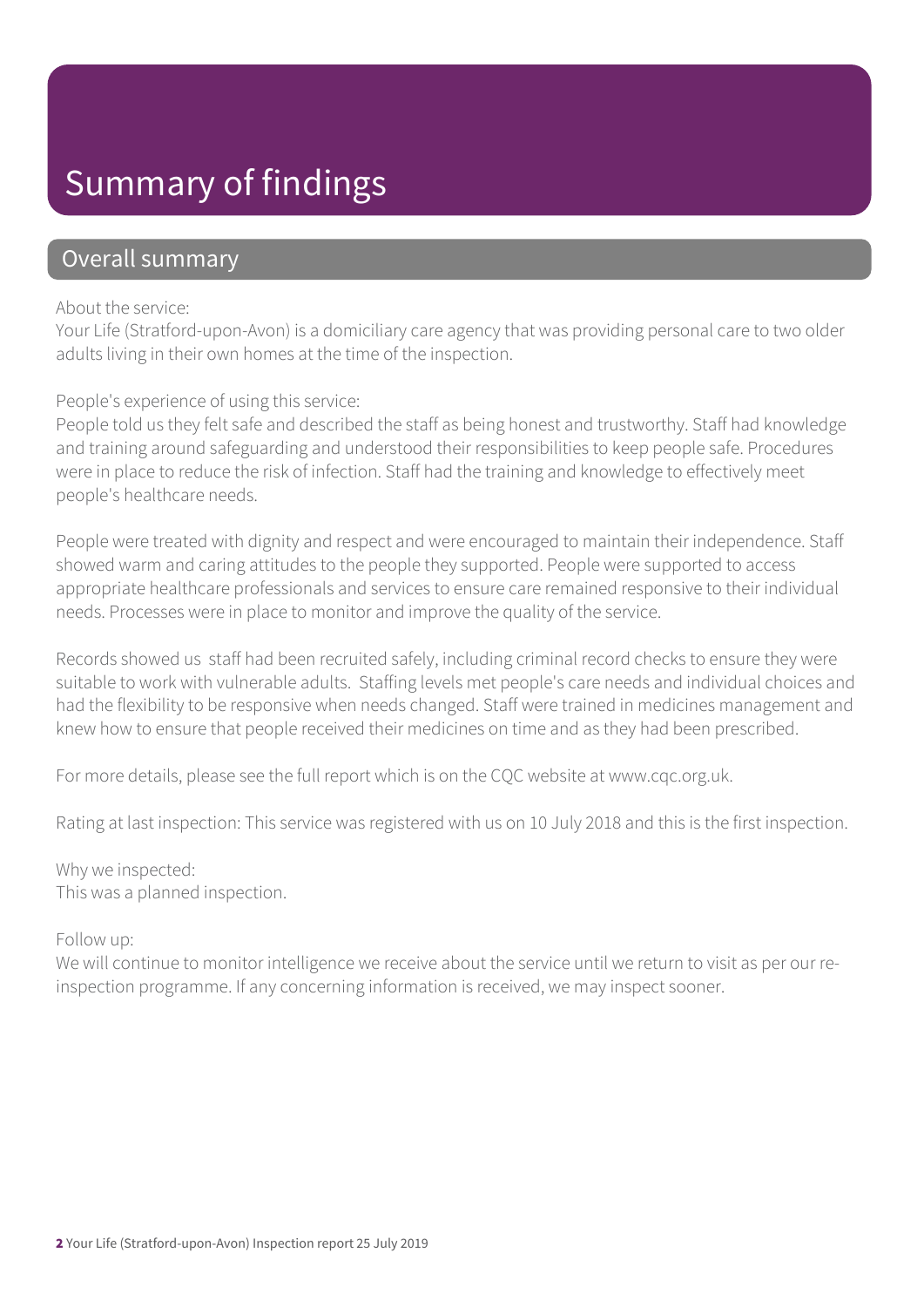# Summary of findings

## Overall summary

About the service:
Your Life (Stratford-upon-Avon) is a domiciliary care agency that was providing personal care to two older adults living in their own homes at the time of the inspection.

People's experience of using this service:
People told us they felt safe and described the staff as being honest and trustworthy. Staff had knowledge and training around safeguarding and understood their responsibilities to keep people safe. Procedures were in place to reduce the risk of infection. Staff had the training and knowledge to effectively meet people's healthcare needs.

People were treated with dignity and respect and were encouraged to maintain their independence. Staff showed warm and caring attitudes to the people they supported. People were supported to access appropriate healthcare professionals and services to ensure care remained responsive to their individual needs. Processes were in place to monitor and improve the quality of the service.

Records showed us staff had been recruited safely, including criminal record checks to ensure they were suitable to work with vulnerable adults. Staffing levels met people's care needs and individual choices and had the flexibility to be responsive when needs changed. Staff were trained in medicines management and knew how to ensure that people received their medicines on time and as they had been prescribed.

For more details, please see the full report which is on the CQC website at www.cqc.org.uk.

Rating at last inspection: This service was registered with us on 10 July 2018 and this is the first inspection.

Why we inspected:
This was a planned inspection.

Follow up:
We will continue to monitor intelligence we receive about the service until we return to visit as per our re-inspection programme. If any concerning information is received, we may inspect sooner.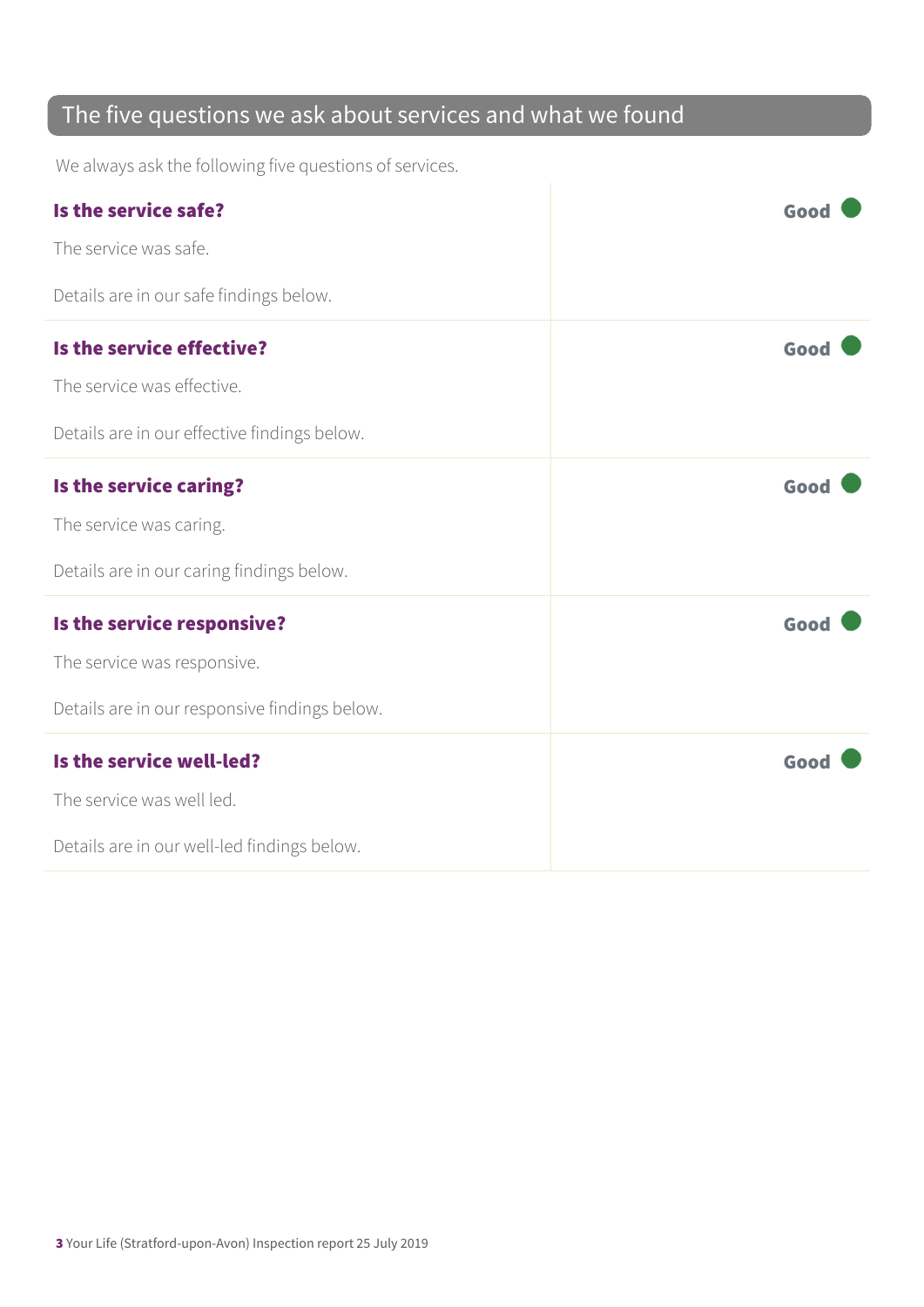## The five questions we ask about services and what we found

We always ask the following five questions of services.

**Is the service safe?** — **Good**

The service was safe.

Details are in our safe findings below.

**Is the service effective?** — **Good**

The service was effective.

Details are in our effective findings below.

**Is the service caring?** — **Good**

The service was caring.

Details are in our caring findings below.

**Is the service responsive?** — **Good**

The service was responsive.

Details are in our responsive findings below.

**Is the service well-led?** — **Good**

The service was well led.

Details are in our well-led findings below.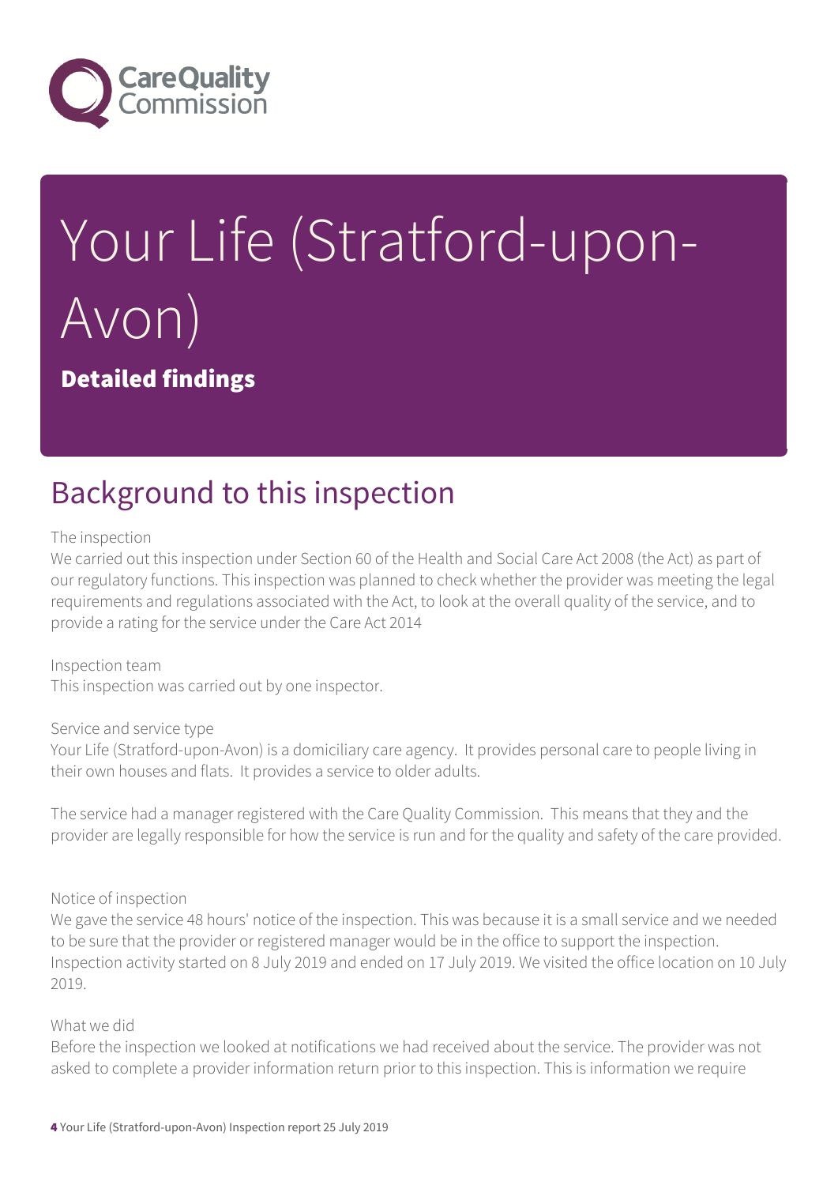# Your Life (Stratford-upon-Avon)

**Detailed findings**

## Background to this inspection

The inspection
We carried out this inspection under Section 60 of the Health and Social Care Act 2008 (the Act) as part of our regulatory functions. This inspection was planned to check whether the provider was meeting the legal requirements and regulations associated with the Act, to look at the overall quality of the service, and to provide a rating for the service under the Care Act 2014

Inspection team
This inspection was carried out by one inspector.

Service and service type
Your Life (Stratford-upon-Avon) is a domiciliary care agency. It provides personal care to people living in their own houses and flats. It provides a service to older adults.

The service had a manager registered with the Care Quality Commission. This means that they and the provider are legally responsible for how the service is run and for the quality and safety of the care provided.

Notice of inspection
We gave the service 48 hours' notice of the inspection. This was because it is a small service and we needed to be sure that the provider or registered manager would be in the office to support the inspection. Inspection activity started on 8 July 2019 and ended on 17 July 2019. We visited the office location on 10 July 2019.

What we did
Before the inspection we looked at notifications we had received about the service. The provider was not asked to complete a provider information return prior to this inspection. This is information we require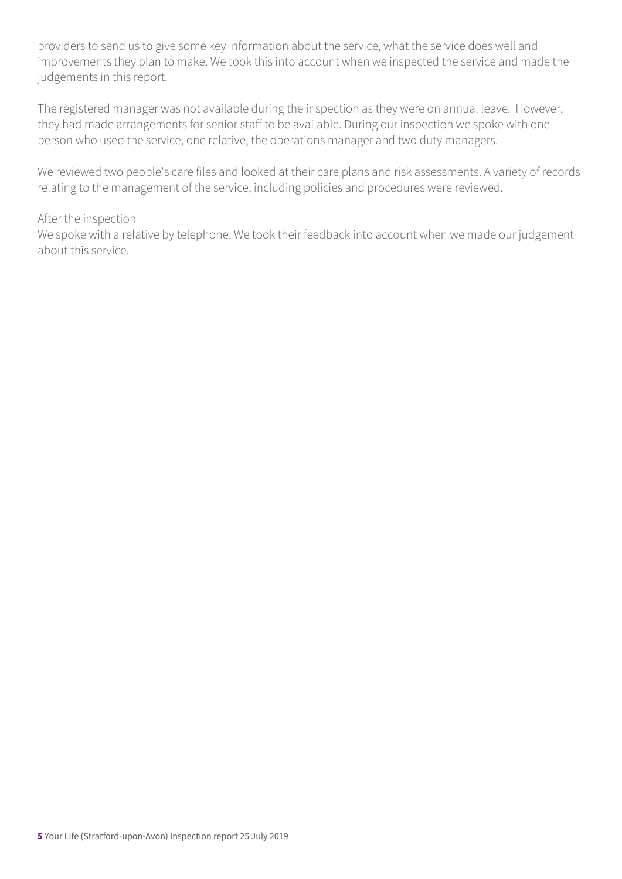providers to send us to give some key information about the service, what the service does well and improvements they plan to make. We took this into account when we inspected the service and made the judgements in this report.

The registered manager was not available during the inspection as they were on annual leave. However, they had made arrangements for senior staff to be available. During our inspection we spoke with one person who used the service, one relative, the operations manager and two duty managers.

We reviewed two people's care files and looked at their care plans and risk assessments. A variety of records relating to the management of the service, including policies and procedures were reviewed.

After the inspection
We spoke with a relative by telephone. We took their feedback into account when we made our judgement about this service.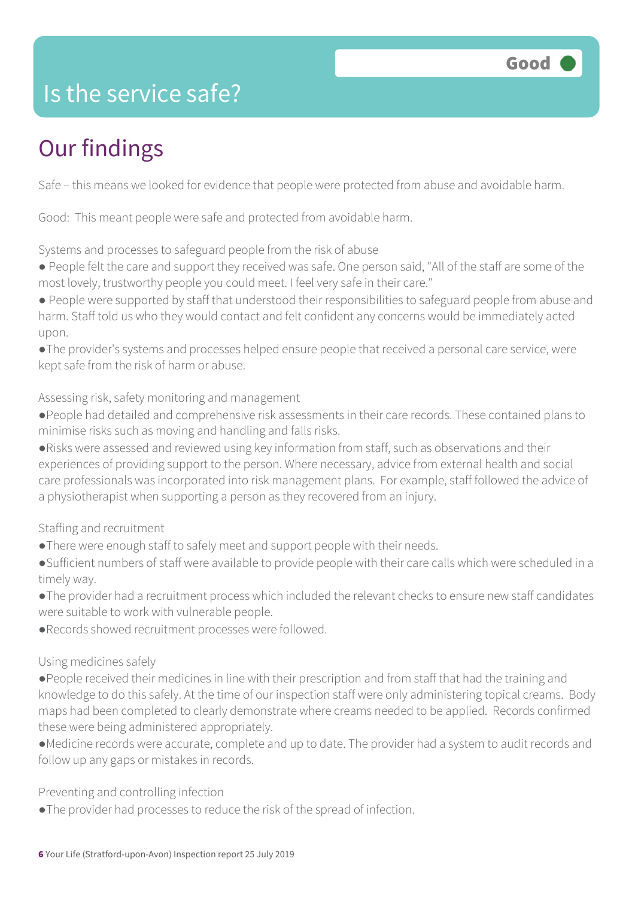# Is the service safe?

**Good**

## Our findings

Safe – this means we looked for evidence that people were protected from abuse and avoidable harm.

Good: This meant people were safe and protected from avoidable harm.

Systems and processes to safeguard people from the risk of abuse

- People felt the care and support they received was safe. One person said, "All of the staff are some of the most lovely, trustworthy people you could meet. I feel very safe in their care."
- People were supported by staff that understood their responsibilities to safeguard people from abuse and harm. Staff told us who they would contact and felt confident any concerns would be immediately acted upon.
- The provider's systems and processes helped ensure people that received a personal care service, were kept safe from the risk of harm or abuse.

Assessing risk, safety monitoring and management

- People had detailed and comprehensive risk assessments in their care records. These contained plans to minimise risks such as moving and handling and falls risks.
- Risks were assessed and reviewed using key information from staff, such as observations and their experiences of providing support to the person. Where necessary, advice from external health and social care professionals was incorporated into risk management plans. For example, staff followed the advice of a physiotherapist when supporting a person as they recovered from an injury.

Staffing and recruitment

- There were enough staff to safely meet and support people with their needs.
- Sufficient numbers of staff were available to provide people with their care calls which were scheduled in a timely way.
- The provider had a recruitment process which included the relevant checks to ensure new staff candidates were suitable to work with vulnerable people.
- Records showed recruitment processes were followed.

Using medicines safely

- People received their medicines in line with their prescription and from staff that had the training and knowledge to do this safely. At the time of our inspection staff were only administering topical creams. Body maps had been completed to clearly demonstrate where creams needed to be applied. Records confirmed these were being administered appropriately.
- Medicine records were accurate, complete and up to date. The provider had a system to audit records and follow up any gaps or mistakes in records.

Preventing and controlling infection

- The provider had processes to reduce the risk of the spread of infection.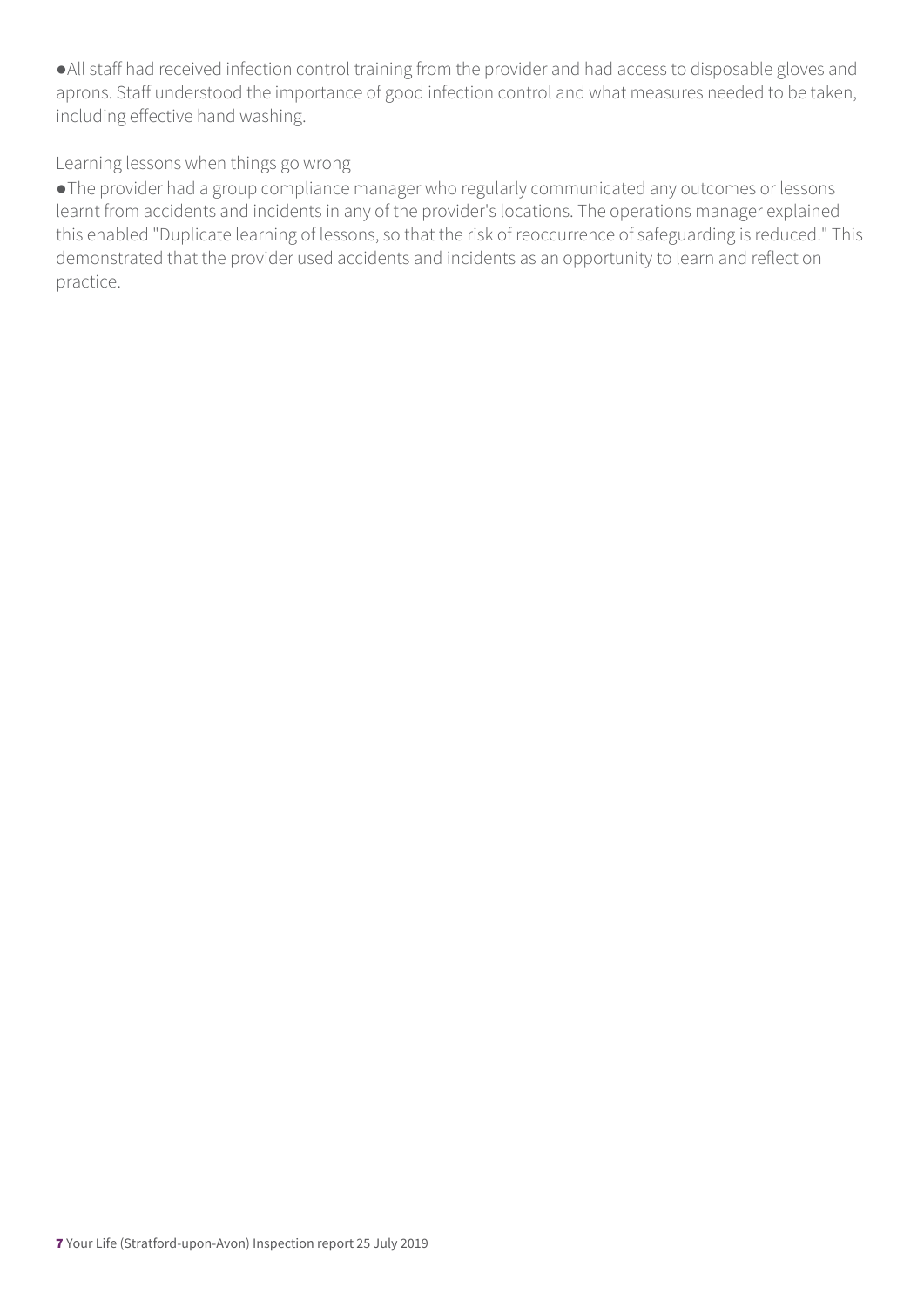- All staff had received infection control training from the provider and had access to disposable gloves and aprons. Staff understood the importance of good infection control and what measures needed to be taken, including effective hand washing.

### Learning lessons when things go wrong

- The provider had a group compliance manager who regularly communicated any outcomes or lessons learnt from accidents and incidents in any of the provider's locations. The operations manager explained this enabled "Duplicate learning of lessons, so that the risk of reoccurrence of safeguarding is reduced." This demonstrated that the provider used accidents and incidents as an opportunity to learn and reflect on practice.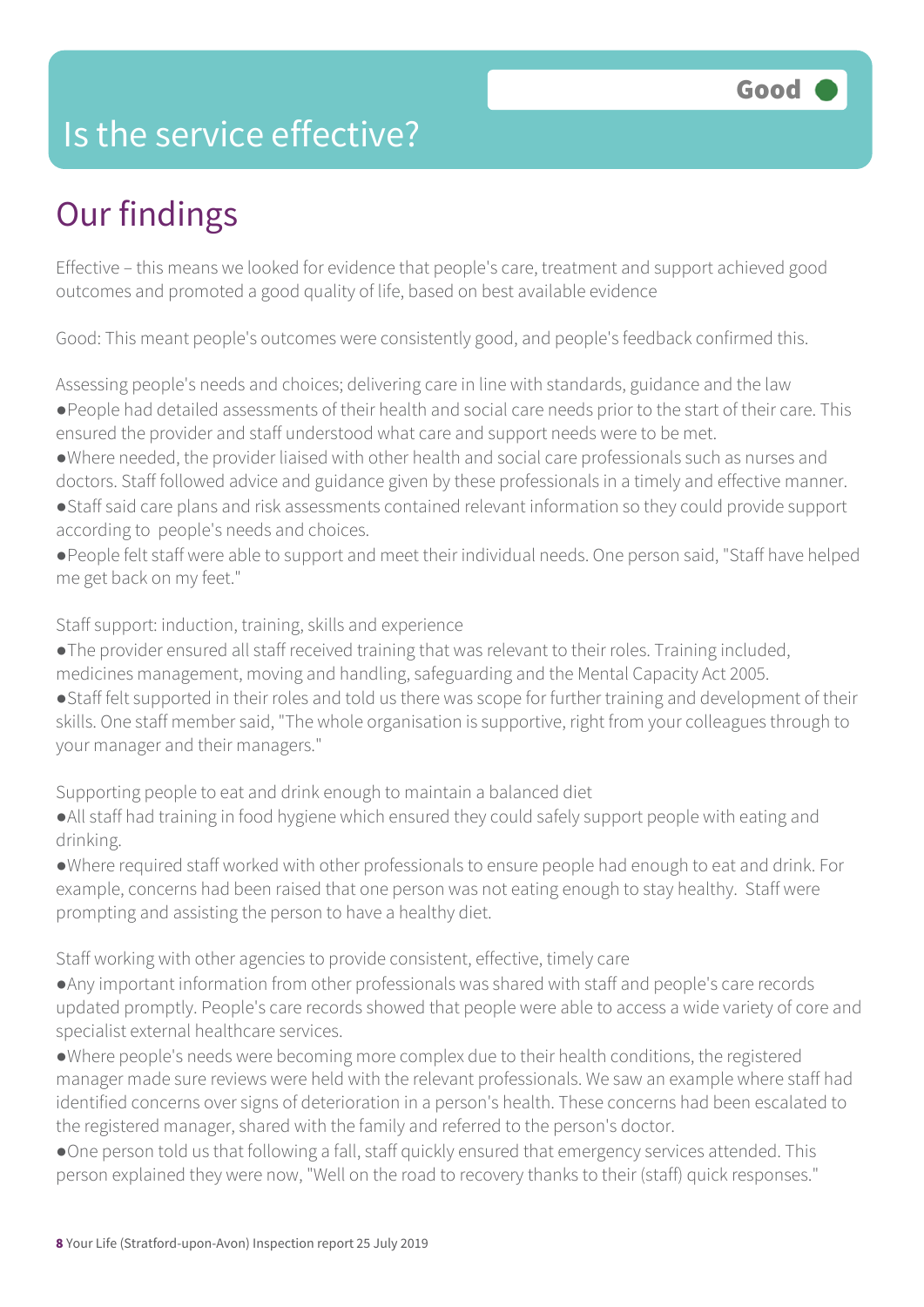# Is the service effective?

**Good**

## Our findings

Effective – this means we looked for evidence that people's care, treatment and support achieved good outcomes and promoted a good quality of life, based on best available evidence

Good: This meant people's outcomes were consistently good, and people's feedback confirmed this.

Assessing people's needs and choices; delivering care in line with standards, guidance and the law

- People had detailed assessments of their health and social care needs prior to the start of their care. This ensured the provider and staff understood what care and support needs were to be met.
- Where needed, the provider liaised with other health and social care professionals such as nurses and doctors. Staff followed advice and guidance given by these professionals in a timely and effective manner.
- Staff said care plans and risk assessments contained relevant information so they could provide support according to people's needs and choices.
- People felt staff were able to support and meet their individual needs. One person said, "Staff have helped me get back on my feet."

Staff support: induction, training, skills and experience

- The provider ensured all staff received training that was relevant to their roles. Training included, medicines management, moving and handling, safeguarding and the Mental Capacity Act 2005.
- Staff felt supported in their roles and told us there was scope for further training and development of their skills. One staff member said, "The whole organisation is supportive, right from your colleagues through to your manager and their managers."

Supporting people to eat and drink enough to maintain a balanced diet

- All staff had training in food hygiene which ensured they could safely support people with eating and drinking.
- Where required staff worked with other professionals to ensure people had enough to eat and drink. For example, concerns had been raised that one person was not eating enough to stay healthy. Staff were prompting and assisting the person to have a healthy diet.

Staff working with other agencies to provide consistent, effective, timely care

- Any important information from other professionals was shared with staff and people's care records updated promptly. People's care records showed that people were able to access a wide variety of core and specialist external healthcare services.
- Where people's needs were becoming more complex due to their health conditions, the registered manager made sure reviews were held with the relevant professionals. We saw an example where staff had identified concerns over signs of deterioration in a person's health. These concerns had been escalated to the registered manager, shared with the family and referred to the person's doctor.
- One person told us that following a fall, staff quickly ensured that emergency services attended. This person explained they were now, "Well on the road to recovery thanks to their (staff) quick responses."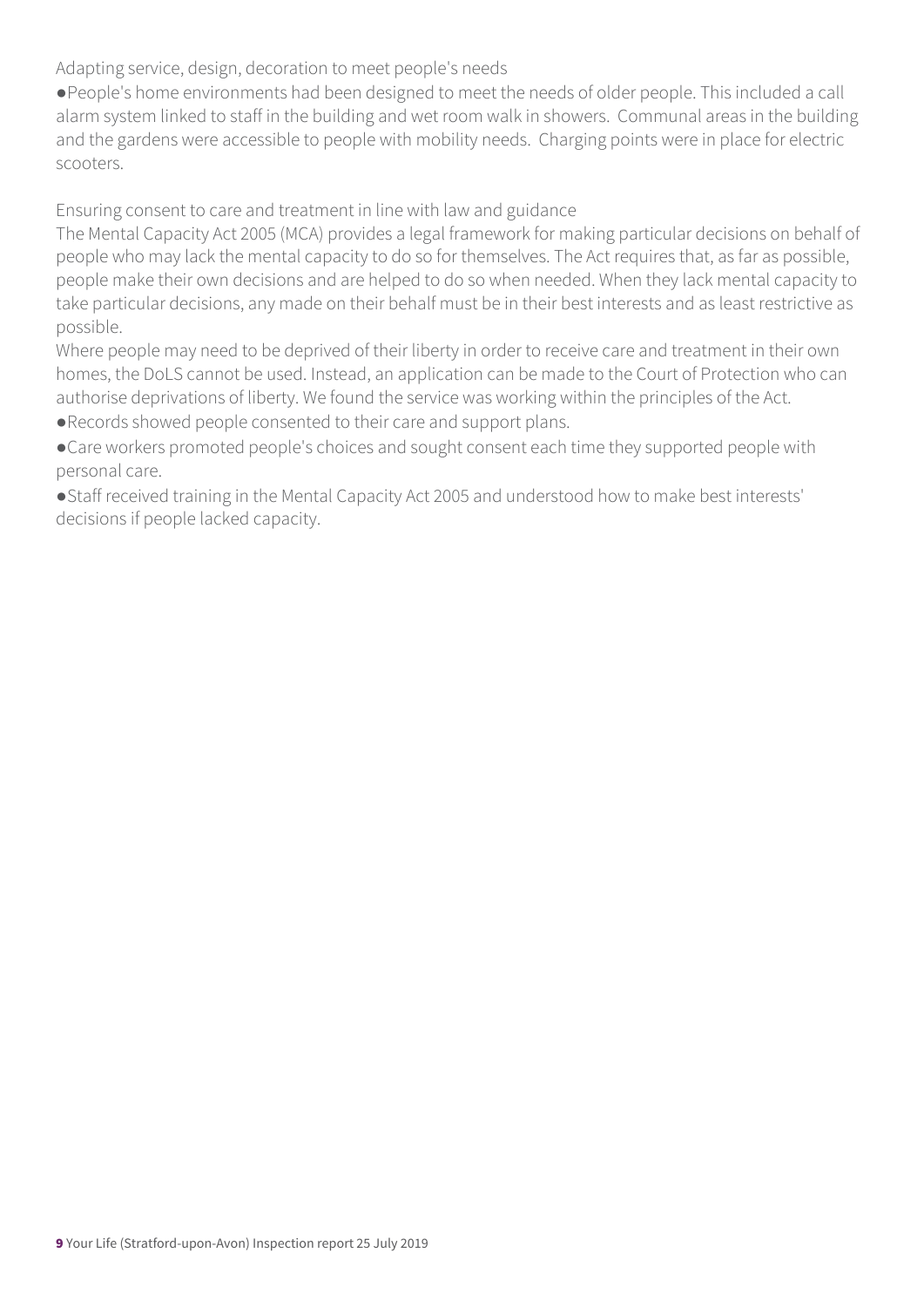### Adapting service, design, decoration to meet people's needs

- People's home environments had been designed to meet the needs of older people. This included a call alarm system linked to staff in the building and wet room walk in showers. Communal areas in the building and the gardens were accessible to people with mobility needs. Charging points were in place for electric scooters.

### Ensuring consent to care and treatment in line with law and guidance

The Mental Capacity Act 2005 (MCA) provides a legal framework for making particular decisions on behalf of people who may lack the mental capacity to do so for themselves. The Act requires that, as far as possible, people make their own decisions and are helped to do so when needed. When they lack mental capacity to take particular decisions, any made on their behalf must be in their best interests and as least restrictive as possible.

Where people may need to be deprived of their liberty in order to receive care and treatment in their own homes, the DoLS cannot be used. Instead, an application can be made to the Court of Protection who can authorise deprivations of liberty. We found the service was working within the principles of the Act.

- Records showed people consented to their care and support plans.
- Care workers promoted people's choices and sought consent each time they supported people with personal care.
- Staff received training in the Mental Capacity Act 2005 and understood how to make best interests' decisions if people lacked capacity.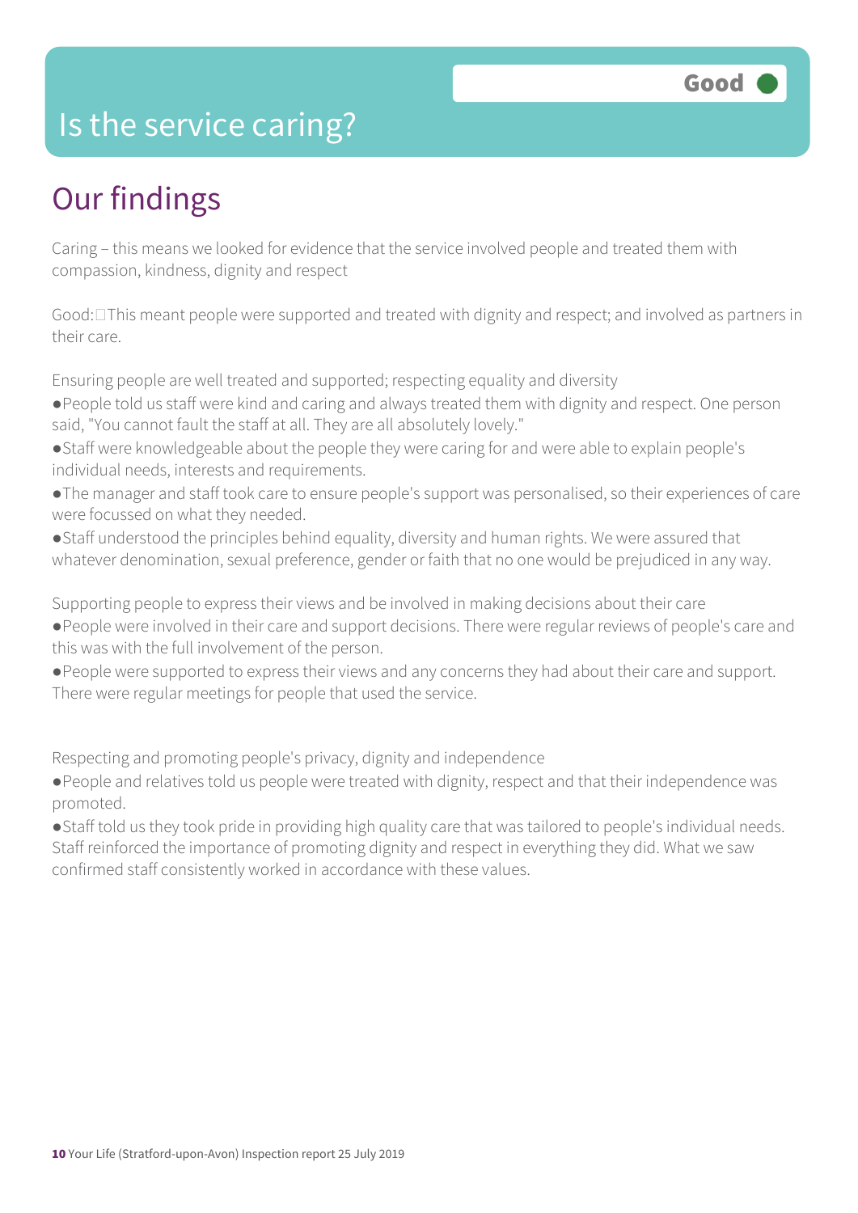# Is the service caring?

Good

## Our findings

Caring – this means we looked for evidence that the service involved people and treated them with compassion, kindness, dignity and respect

Good: This meant people were supported and treated with dignity and respect; and involved as partners in their care.

Ensuring people are well treated and supported; respecting equality and diversity

- People told us staff were kind and caring and always treated them with dignity and respect. One person said, "You cannot fault the staff at all. They are all absolutely lovely."
- Staff were knowledgeable about the people they were caring for and were able to explain people's individual needs, interests and requirements.
- The manager and staff took care to ensure people's support was personalised, so their experiences of care were focussed on what they needed.
- Staff understood the principles behind equality, diversity and human rights. We were assured that whatever denomination, sexual preference, gender or faith that no one would be prejudiced in any way.

Supporting people to express their views and be involved in making decisions about their care

- People were involved in their care and support decisions. There were regular reviews of people's care and this was with the full involvement of the person.
- People were supported to express their views and any concerns they had about their care and support. There were regular meetings for people that used the service.

Respecting and promoting people's privacy, dignity and independence

- People and relatives told us people were treated with dignity, respect and that their independence was promoted.
- Staff told us they took pride in providing high quality care that was tailored to people's individual needs. Staff reinforced the importance of promoting dignity and respect in everything they did. What we saw confirmed staff consistently worked in accordance with these values.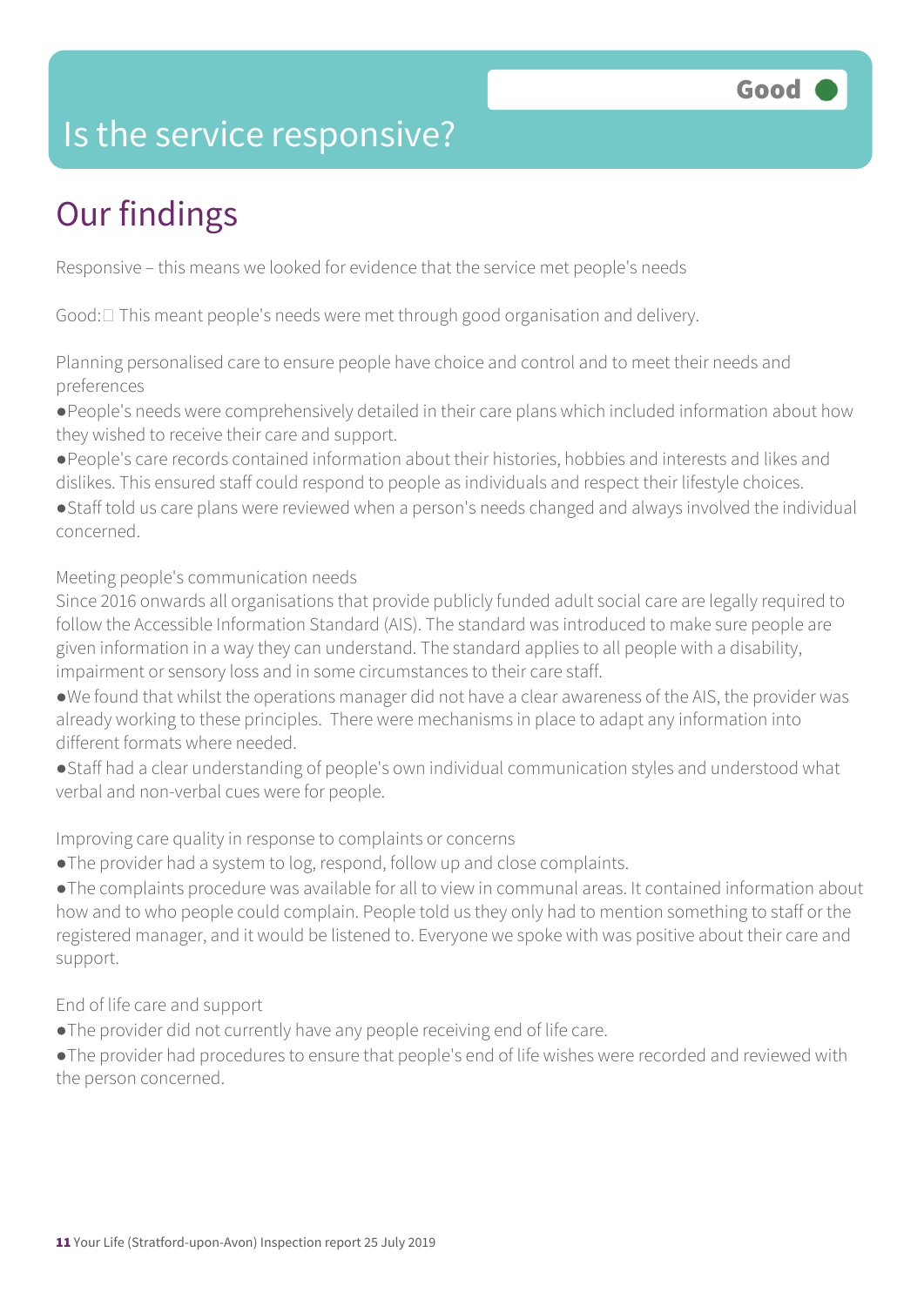# Is the service responsive?

Good

## Our findings

Responsive – this means we looked for evidence that the service met people's needs

Good: This meant people's needs were met through good organisation and delivery.

Planning personalised care to ensure people have choice and control and to meet their needs and preferences

- People's needs were comprehensively detailed in their care plans which included information about how they wished to receive their care and support.
- People's care records contained information about their histories, hobbies and interests and likes and dislikes. This ensured staff could respond to people as individuals and respect their lifestyle choices.
- Staff told us care plans were reviewed when a person's needs changed and always involved the individual concerned.

Meeting people's communication needs

Since 2016 onwards all organisations that provide publicly funded adult social care are legally required to follow the Accessible Information Standard (AIS). The standard was introduced to make sure people are given information in a way they can understand. The standard applies to all people with a disability, impairment or sensory loss and in some circumstances to their care staff.

- We found that whilst the operations manager did not have a clear awareness of the AIS, the provider was already working to these principles. There were mechanisms in place to adapt any information into different formats where needed.
- Staff had a clear understanding of people's own individual communication styles and understood what verbal and non-verbal cues were for people.

Improving care quality in response to complaints or concerns

- The provider had a system to log, respond, follow up and close complaints.
- The complaints procedure was available for all to view in communal areas. It contained information about how and to who people could complain. People told us they only had to mention something to staff or the registered manager, and it would be listened to. Everyone we spoke with was positive about their care and support.

End of life care and support

- The provider did not currently have any people receiving end of life care.
- The provider had procedures to ensure that people's end of life wishes were recorded and reviewed with the person concerned.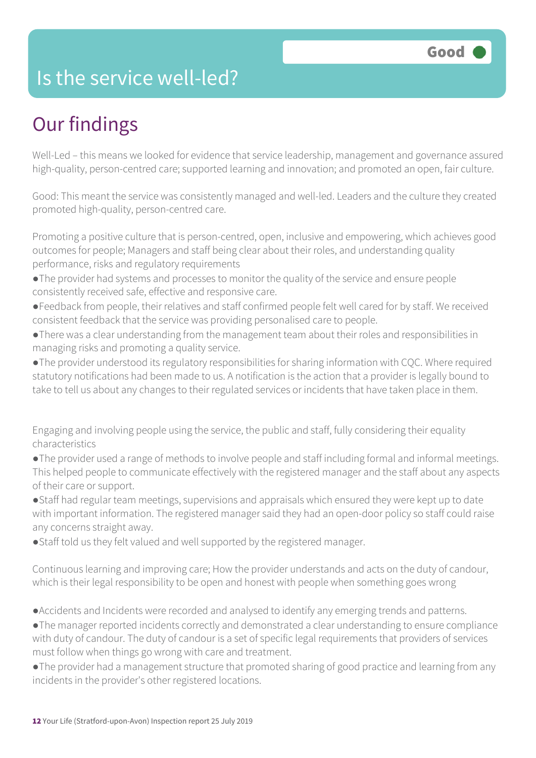# Is the service well-led?

Good

## Our findings

Well-Led – this means we looked for evidence that service leadership, management and governance assured high-quality, person-centred care; supported learning and innovation; and promoted an open, fair culture.

Good: This meant the service was consistently managed and well-led. Leaders and the culture they created promoted high-quality, person-centred care.

Promoting a positive culture that is person-centred, open, inclusive and empowering, which achieves good outcomes for people; Managers and staff being clear about their roles, and understanding quality performance, risks and regulatory requirements

- The provider had systems and processes to monitor the quality of the service and ensure people consistently received safe, effective and responsive care.
- Feedback from people, their relatives and staff confirmed people felt well cared for by staff. We received consistent feedback that the service was providing personalised care to people.
- There was a clear understanding from the management team about their roles and responsibilities in managing risks and promoting a quality service.
- The provider understood its regulatory responsibilities for sharing information with CQC. Where required statutory notifications had been made to us. A notification is the action that a provider is legally bound to take to tell us about any changes to their regulated services or incidents that have taken place in them.

Engaging and involving people using the service, the public and staff, fully considering their equality characteristics

- The provider used a range of methods to involve people and staff including formal and informal meetings. This helped people to communicate effectively with the registered manager and the staff about any aspects of their care or support.
- Staff had regular team meetings, supervisions and appraisals which ensured they were kept up to date with important information. The registered manager said they had an open-door policy so staff could raise any concerns straight away.
- Staff told us they felt valued and well supported by the registered manager.

Continuous learning and improving care; How the provider understands and acts on the duty of candour, which is their legal responsibility to be open and honest with people when something goes wrong

- Accidents and Incidents were recorded and analysed to identify any emerging trends and patterns.
- The manager reported incidents correctly and demonstrated a clear understanding to ensure compliance with duty of candour. The duty of candour is a set of specific legal requirements that providers of services must follow when things go wrong with care and treatment.
- The provider had a management structure that promoted sharing of good practice and learning from any incidents in the provider's other registered locations.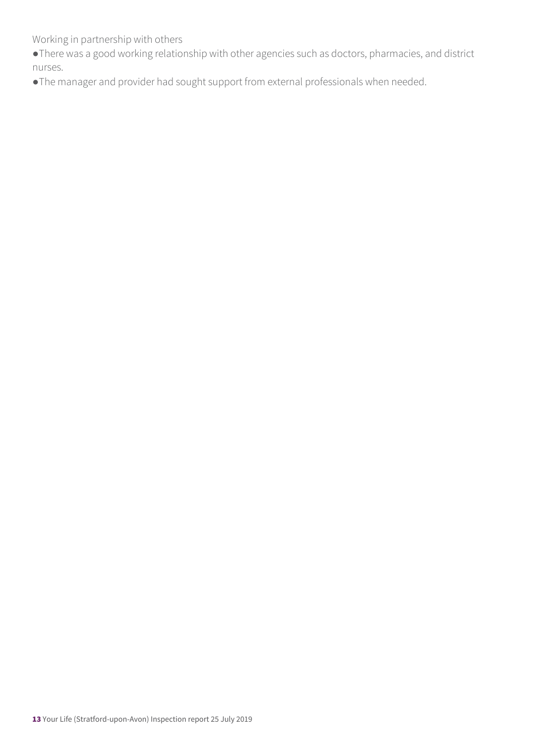Working in partnership with others

- There was a good working relationship with other agencies such as doctors, pharmacies, and district nurses.
- The manager and provider had sought support from external professionals when needed.